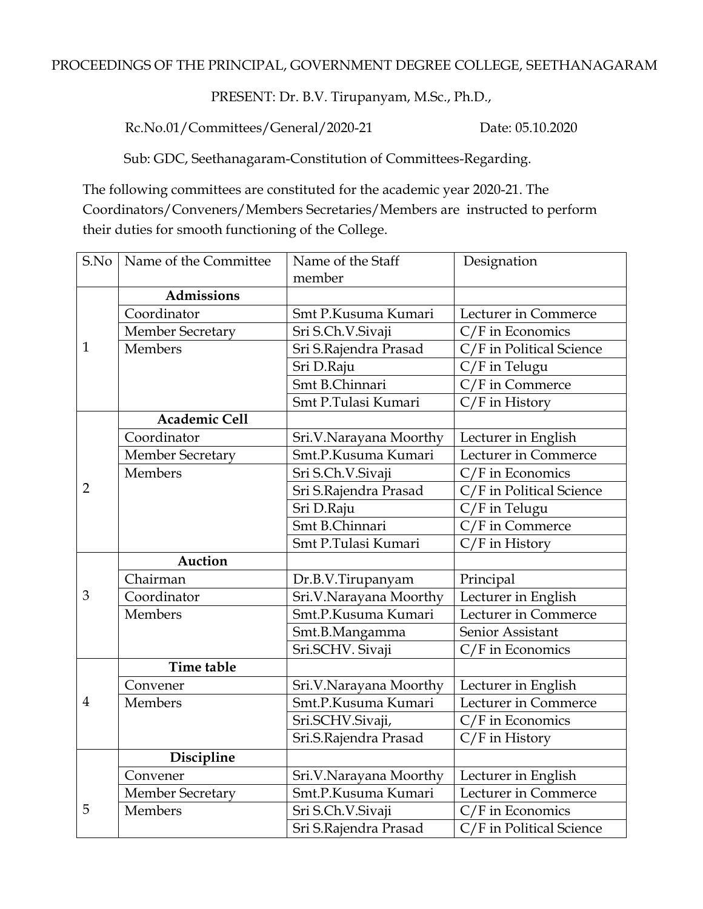PROCEEDINGS OF THE PRINCIPAL, GOVERNMENT DEGREE COLLEGE, SEETHANAGARAM

PRESENT: Dr. B.V. Tirupanyam, M.Sc., Ph.D.,

Rc.No.01/Committees/General/2020-21 Date: 05.10.2020

Sub: GDC, Seethanagaram-Constitution of Committees-Regarding.

The following committees are constituted for the academic year 2020-21. The Coordinators/Conveners/Members Secretaries/Members are instructed to perform their duties for smooth functioning of the College.

| S.No | Name of the Committee | Name of the Staff member | Designation |
|---|---|---|---|
| 1 | **Admissions** | | |
| | Coordinator | Smt P.Kusuma Kumari | Lecturer in Commerce |
| | Member Secretary | Sri S.Ch.V.Sivaji | C/F in Economics |
| | Members | Sri S.Rajendra Prasad | C/F in Political Science |
| | | Sri D.Raju | C/F in Telugu |
| | | Smt B.Chinnari | C/F in Commerce |
| | | Smt P.Tulasi Kumari | C/F in History |
| 2 | **Academic Cell** | | |
| | Coordinator | Sri.V.Narayana Moorthy | Lecturer in English |
| | Member Secretary | Smt.P.Kusuma Kumari | Lecturer in Commerce |
| | Members | Sri S.Ch.V.Sivaji | C/F in Economics |
| | | Sri S.Rajendra Prasad | C/F in Political Science |
| | | Sri D.Raju | C/F in Telugu |
| | | Smt B.Chinnari | C/F in Commerce |
| | | Smt P.Tulasi Kumari | C/F in History |
| 3 | **Auction** | | |
| | Chairman | Dr.B.V.Tirupanyam | Principal |
| | Coordinator | Sri.V.Narayana Moorthy | Lecturer in English |
| | Members | Smt.P.Kusuma Kumari | Lecturer in Commerce |
| | | Smt.B.Mangamma | Senior Assistant |
| | | Sri.SCHV. Sivaji | C/F in Economics |
| 4 | **Time table** | | |
| | Convener | Sri.V.Narayana Moorthy | Lecturer in English |
| | Members | Smt.P.Kusuma Kumari | Lecturer in Commerce |
| | | Sri.SCHV.Sivaji, | C/F in Economics |
| | | Sri.S.Rajendra Prasad | C/F in History |
| 5 | **Discipline** | | |
| | Convener | Sri.V.Narayana Moorthy | Lecturer in English |
| | Member Secretary | Smt.P.Kusuma Kumari | Lecturer in Commerce |
| | Members | Sri S.Ch.V.Sivaji | C/F in Economics |
| | | Sri S.Rajendra Prasad | C/F in Political Science |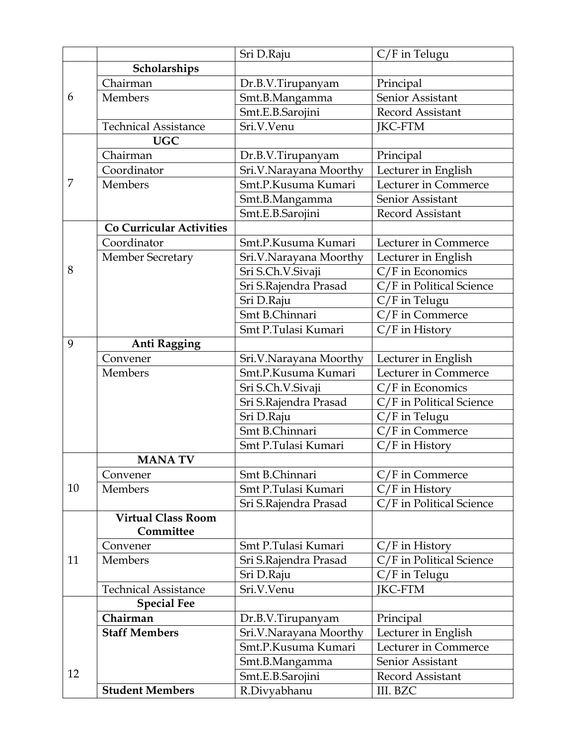| | | | |
|---|---|---|---|
| | | Sri D.Raju | C/F in Telugu |
| 6 | **Scholarships** | | |
| | Chairman | Dr.B.V.Tirupanyam | Principal |
| | Members | Smt.B.Mangamma | Senior Assistant |
| | | Smt.E.B.Sarojini | Record Assistant |
| | Technical Assistance | Sri.V.Venu | JKC-FTM |
| 7 | **UGC** | | |
| | Chairman | Dr.B.V.Tirupanyam | Principal |
| | Coordinator | Sri.V.Narayana Moorthy | Lecturer in English |
| | Members | Smt.P.Kusuma Kumari | Lecturer in Commerce |
| | | Smt.B.Mangamma | Senior Assistant |
| | | Smt.E.B.Sarojini | Record Assistant |
| 8 | **Co Curricular Activities** | | |
| | Coordinator | Smt.P.Kusuma Kumari | Lecturer in Commerce |
| | Member Secretary | Sri.V.Narayana Moorthy | Lecturer in English |
| | | Sri S.Ch.V.Sivaji | C/F in Economics |
| | | Sri S.Rajendra Prasad | C/F in Political Science |
| | | Sri D.Raju | C/F in Telugu |
| | | Smt B.Chinnari | C/F in Commerce |
| | | Smt P.Tulasi Kumari | C/F in History |
| 9 | **Anti Ragging** | | |
| | Convener | Sri.V.Narayana Moorthy | Lecturer in English |
| | Members | Smt.P.Kusuma Kumari | Lecturer in Commerce |
| | | Sri S.Ch.V.Sivaji | C/F in Economics |
| | | Sri S.Rajendra Prasad | C/F in Political Science |
| | | Sri D.Raju | C/F in Telugu |
| | | Smt B.Chinnari | C/F in Commerce |
| | | Smt P.Tulasi Kumari | C/F in History |
| 10 | **MANA TV** | | |
| | Convener | Smt B.Chinnari | C/F in Commerce |
| | Members | Smt P.Tulasi Kumari | C/F in History |
| | | Sri S.Rajendra Prasad | C/F in Political Science |
| 11 | **Virtual Class Room Committee** | | |
| | Convener | Smt P.Tulasi Kumari | C/F in History |
| | Members | Sri S.Rajendra Prasad | C/F in Political Science |
| | | Sri D.Raju | C/F in Telugu |
| | Technical Assistance | Sri.V.Venu | JKC-FTM |
| 12 | **Special Fee** | | |
| | **Chairman** | Dr.B.V.Tirupanyam | Principal |
| | **Staff Members** | Sri.V.Narayana Moorthy | Lecturer in English |
| | | Smt.P.Kusuma Kumari | Lecturer in Commerce |
| | | Smt.B.Mangamma | Senior Assistant |
| | | Smt.E.B.Sarojini | Record Assistant |
| | **Student Members** | R.Divyabhanu | III. BZC |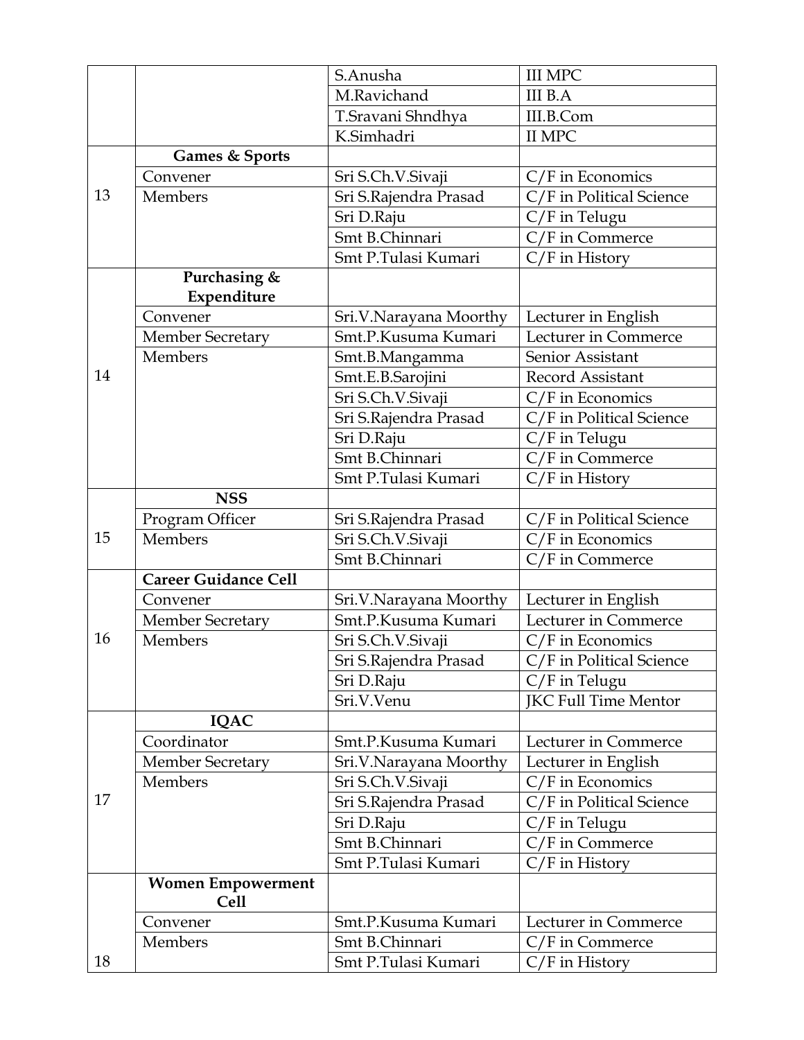| | | | |
|---|---|---|---|
| | | S.Anusha | III MPC |
| | | M.Ravichand | III B.A |
| | | T.Sravani Shndhya | III.B.Com |
| | | K.Simhadri | II MPC |
| 13 | **Games & Sports** | | |
| | Convener | Sri S.Ch.V.Sivaji | C/F in Economics |
| | Members | Sri S.Rajendra Prasad | C/F in Political Science |
| | | Sri D.Raju | C/F in Telugu |
| | | Smt B.Chinnari | C/F in Commerce |
| | | Smt P.Tulasi Kumari | C/F in History |
| 14 | **Purchasing & Expenditure** | | |
| | Convener | Sri.V.Narayana Moorthy | Lecturer in English |
| | Member Secretary | Smt.P.Kusuma Kumari | Lecturer in Commerce |
| | Members | Smt.B.Mangamma | Senior Assistant |
| | | Smt.E.B.Sarojini | Record Assistant |
| | | Sri S.Ch.V.Sivaji | C/F in Economics |
| | | Sri S.Rajendra Prasad | C/F in Political Science |
| | | Sri D.Raju | C/F in Telugu |
| | | Smt B.Chinnari | C/F in Commerce |
| | | Smt P.Tulasi Kumari | C/F in History |
| 15 | **NSS** | | |
| | Program Officer | Sri S.Rajendra Prasad | C/F in Political Science |
| | Members | Sri S.Ch.V.Sivaji | C/F in Economics |
| | | Smt B.Chinnari | C/F in Commerce |
| 16 | **Career Guidance Cell** | | |
| | Convener | Sri.V.Narayana Moorthy | Lecturer in English |
| | Member Secretary | Smt.P.Kusuma Kumari | Lecturer in Commerce |
| | Members | Sri S.Ch.V.Sivaji | C/F in Economics |
| | | Sri S.Rajendra Prasad | C/F in Political Science |
| | | Sri D.Raju | C/F in Telugu |
| | | Sri.V.Venu | JKC Full Time Mentor |
| 17 | **IQAC** | | |
| | Coordinator | Smt.P.Kusuma Kumari | Lecturer in Commerce |
| | Member Secretary | Sri.V.Narayana Moorthy | Lecturer in English |
| | Members | Sri S.Ch.V.Sivaji | C/F in Economics |
| | | Sri S.Rajendra Prasad | C/F in Political Science |
| | | Sri D.Raju | C/F in Telugu |
| | | Smt B.Chinnari | C/F in Commerce |
| | | Smt P.Tulasi Kumari | C/F in History |
| 18 | **Women Empowerment Cell** | | |
| | Convener | Smt.P.Kusuma Kumari | Lecturer in Commerce |
| | Members | Smt B.Chinnari | C/F in Commerce |
| | | Smt P.Tulasi Kumari | C/F in History |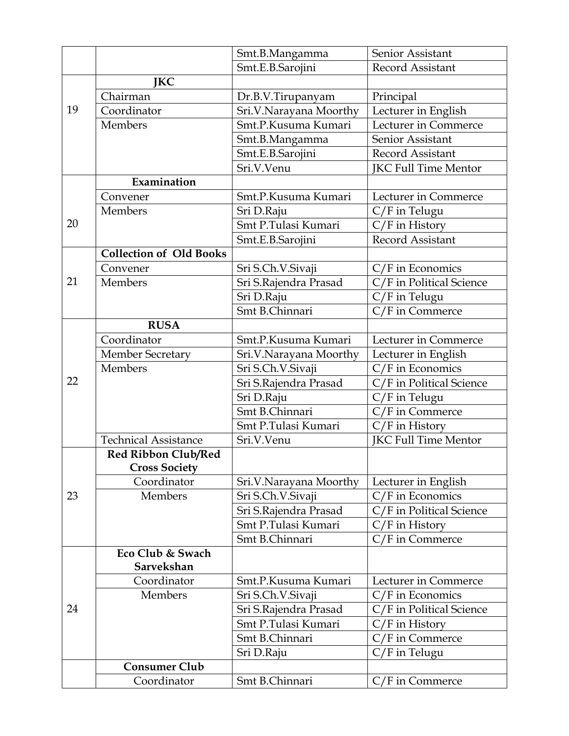| | | | |
|---|---|---|---|
| | | Smt.B.Mangamma | Senior Assistant |
| | | Smt.E.B.Sarojini | Record Assistant |
| 19 | **JKC** | | |
| | Chairman | Dr.B.V.Tirupanyam | Principal |
| | Coordinator | Sri.V.Narayana Moorthy | Lecturer in English |
| | Members | Smt.P.Kusuma Kumari | Lecturer in Commerce |
| | | Smt.B.Mangamma | Senior Assistant |
| | | Smt.E.B.Sarojini | Record Assistant |
| | | Sri.V.Venu | JKC Full Time Mentor |
| 20 | **Examination** | | |
| | Convener | Smt.P.Kusuma Kumari | Lecturer in Commerce |
| | Members | Sri D.Raju | C/F in Telugu |
| | | Smt P.Tulasi Kumari | C/F in History |
| | | Smt.E.B.Sarojini | Record Assistant |
| 21 | **Collection of Old Books** | | |
| | Convener | Sri S.Ch.V.Sivaji | C/F in Economics |
| | Members | Sri S.Rajendra Prasad | C/F in Political Science |
| | | Sri D.Raju | C/F in Telugu |
| | | Smt B.Chinnari | C/F in Commerce |
| 22 | **RUSA** | | |
| | Coordinator | Smt.P.Kusuma Kumari | Lecturer in Commerce |
| | Member Secretary | Sri.V.Narayana Moorthy | Lecturer in English |
| | Members | Sri S.Ch.V.Sivaji | C/F in Economics |
| | | Sri S.Rajendra Prasad | C/F in Political Science |
| | | Sri D.Raju | C/F in Telugu |
| | | Smt B.Chinnari | C/F in Commerce |
| | | Smt P.Tulasi Kumari | C/F in History |
| | Technical Assistance | Sri.V.Venu | JKC Full Time Mentor |
| 23 | **Red Ribbon Club/Red Cross Society** | | |
| | Coordinator | Sri.V.Narayana Moorthy | Lecturer in English |
| | Members | Sri S.Ch.V.Sivaji | C/F in Economics |
| | | Sri S.Rajendra Prasad | C/F in Political Science |
| | | Smt P.Tulasi Kumari | C/F in History |
| | | Smt B.Chinnari | C/F in Commerce |
| 24 | **Eco Club & Swach Sarvekshan** | | |
| | Coordinator | Smt.P.Kusuma Kumari | Lecturer in Commerce |
| | Members | Sri S.Ch.V.Sivaji | C/F in Economics |
| | | Sri S.Rajendra Prasad | C/F in Political Science |
| | | Smt P.Tulasi Kumari | C/F in History |
| | | Smt B.Chinnari | C/F in Commerce |
| | | Sri D.Raju | C/F in Telugu |
| | **Consumer Club** | | |
| | Coordinator | Smt B.Chinnari | C/F in Commerce |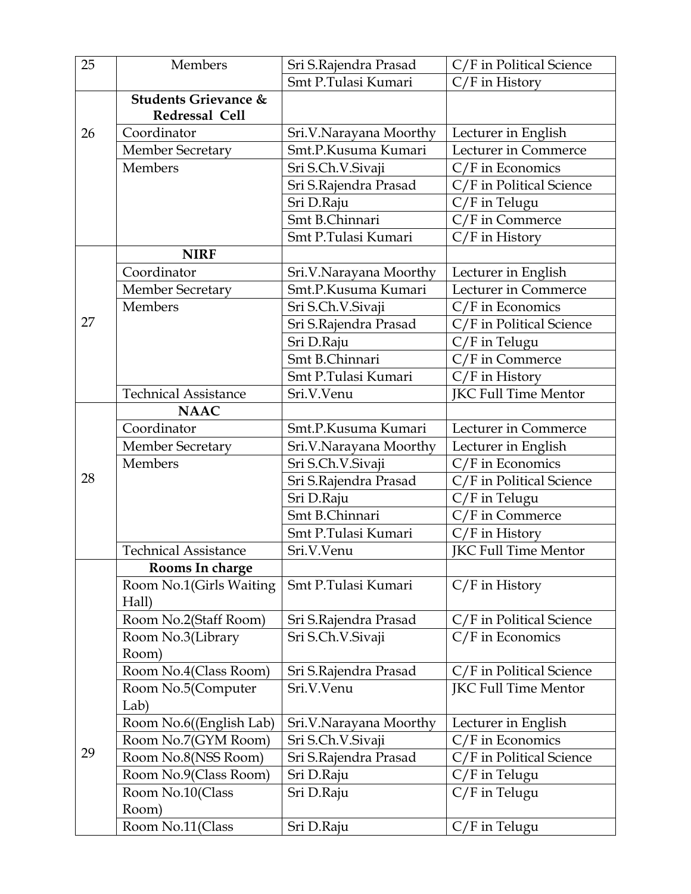| | | | |
|---|---|---|---|
| 25 | Members | Sri S.Rajendra Prasad | C/F in Political Science |
| | | Smt P.Tulasi Kumari | C/F in History |
| 26 | **Students Grievance & Redressal Cell** | | |
| | Coordinator | Sri.V.Narayana Moorthy | Lecturer in English |
| | Member Secretary | Smt.P.Kusuma Kumari | Lecturer in Commerce |
| | Members | Sri S.Ch.V.Sivaji | C/F in Economics |
| | | Sri S.Rajendra Prasad | C/F in Political Science |
| | | Sri D.Raju | C/F in Telugu |
| | | Smt B.Chinnari | C/F in Commerce |
| | | Smt P.Tulasi Kumari | C/F in History |
| 27 | **NIRF** | | |
| | Coordinator | Sri.V.Narayana Moorthy | Lecturer in English |
| | Member Secretary | Smt.P.Kusuma Kumari | Lecturer in Commerce |
| | Members | Sri S.Ch.V.Sivaji | C/F in Economics |
| | | Sri S.Rajendra Prasad | C/F in Political Science |
| | | Sri D.Raju | C/F in Telugu |
| | | Smt B.Chinnari | C/F in Commerce |
| | | Smt P.Tulasi Kumari | C/F in History |
| | Technical Assistance | Sri.V.Venu | JKC Full Time Mentor |
| 28 | **NAAC** | | |
| | Coordinator | Smt.P.Kusuma Kumari | Lecturer in Commerce |
| | Member Secretary | Sri.V.Narayana Moorthy | Lecturer in English |
| | Members | Sri S.Ch.V.Sivaji | C/F in Economics |
| | | Sri S.Rajendra Prasad | C/F in Political Science |
| | | Sri D.Raju | C/F in Telugu |
| | | Smt B.Chinnari | C/F in Commerce |
| | | Smt P.Tulasi Kumari | C/F in History |
| | Technical Assistance | Sri.V.Venu | JKC Full Time Mentor |
| 29 | **Rooms In charge** | | |
| | Room No.1(Girls Waiting Hall) | Smt P.Tulasi Kumari | C/F in History |
| | Room No.2(Staff Room) | Sri S.Rajendra Prasad | C/F in Political Science |
| | Room No.3(Library Room) | Sri S.Ch.V.Sivaji | C/F in Economics |
| | Room No.4(Class Room) | Sri S.Rajendra Prasad | C/F in Political Science |
| | Room No.5(Computer Lab) | Sri.V.Venu | JKC Full Time Mentor |
| | Room No.6((English Lab) | Sri.V.Narayana Moorthy | Lecturer in English |
| | Room No.7(GYM Room) | Sri S.Ch.V.Sivaji | C/F in Economics |
| | Room No.8(NSS Room) | Sri S.Rajendra Prasad | C/F in Political Science |
| | Room No.9(Class Room) | Sri D.Raju | C/F in Telugu |
| | Room No.10(Class Room) | Sri D.Raju | C/F in Telugu |
| | Room No.11(Class | Sri D.Raju | C/F in Telugu |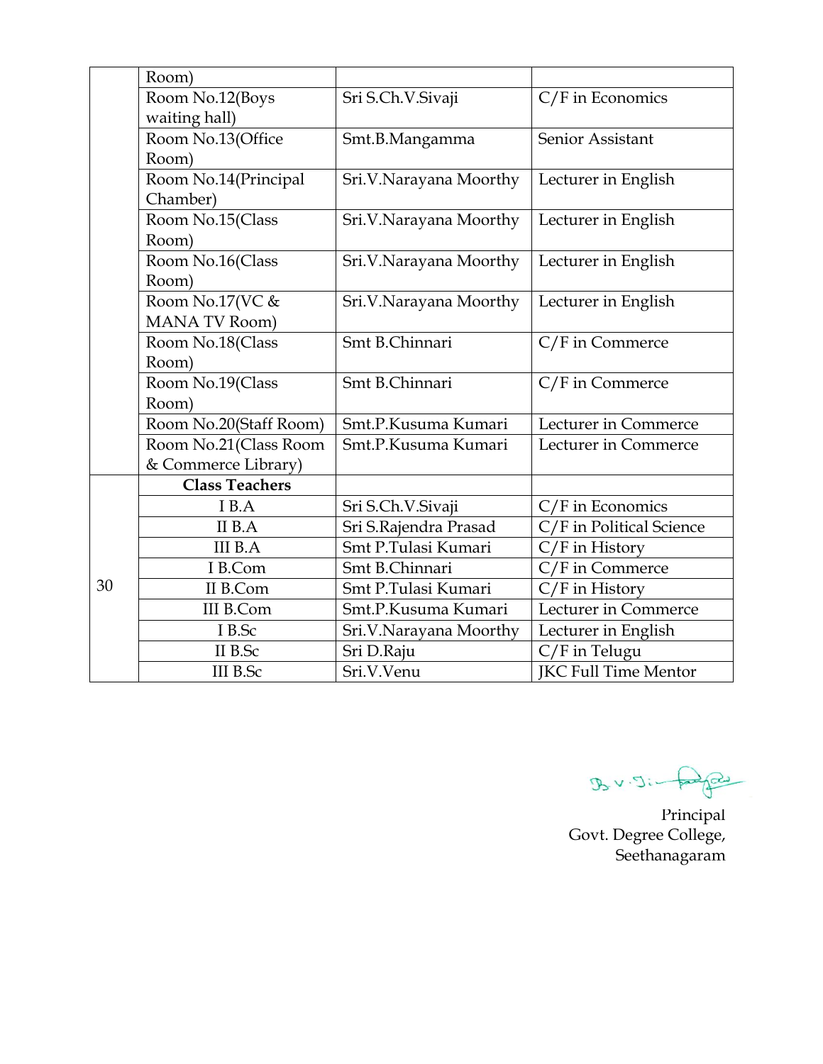| | | | |
|---|---|---|---|
| | Room) | | |
| | Room No.12(Boys waiting hall) | Sri S.Ch.V.Sivaji | C/F in Economics |
| | Room No.13(Office Room) | Smt.B.Mangamma | Senior Assistant |
| | Room No.14(Principal Chamber) | Sri.V.Narayana Moorthy | Lecturer in English |
| | Room No.15(Class Room) | Sri.V.Narayana Moorthy | Lecturer in English |
| | Room No.16(Class Room) | Sri.V.Narayana Moorthy | Lecturer in English |
| | Room No.17(VC & MANA TV Room) | Sri.V.Narayana Moorthy | Lecturer in English |
| | Room No.18(Class Room) | Smt B.Chinnari | C/F in Commerce |
| | Room No.19(Class Room) | Smt B.Chinnari | C/F in Commerce |
| | Room No.20(Staff Room) | Smt.P.Kusuma Kumari | Lecturer in Commerce |
| | Room No.21(Class Room & Commerce Library) | Smt.P.Kusuma Kumari | Lecturer in Commerce |
| 30 | **Class Teachers** | | |
| | I B.A | Sri S.Ch.V.Sivaji | C/F in Economics |
| | II B.A | Sri S.Rajendra Prasad | C/F in Political Science |
| | III B.A | Smt P.Tulasi Kumari | C/F in History |
| | I B.Com | Smt B.Chinnari | C/F in Commerce |
| | II B.Com | Smt P.Tulasi Kumari | C/F in History |
| | III B.Com | Smt.P.Kusuma Kumari | Lecturer in Commerce |
| | I B.Sc | Sri.V.Narayana Moorthy | Lecturer in English |
| | II B.Sc | Sri D.Raju | C/F in Telugu |
| | III B.Sc | Sri.V.Venu | JKC Full Time Mentor |

Principal
Govt. Degree College,
Seethanagaram